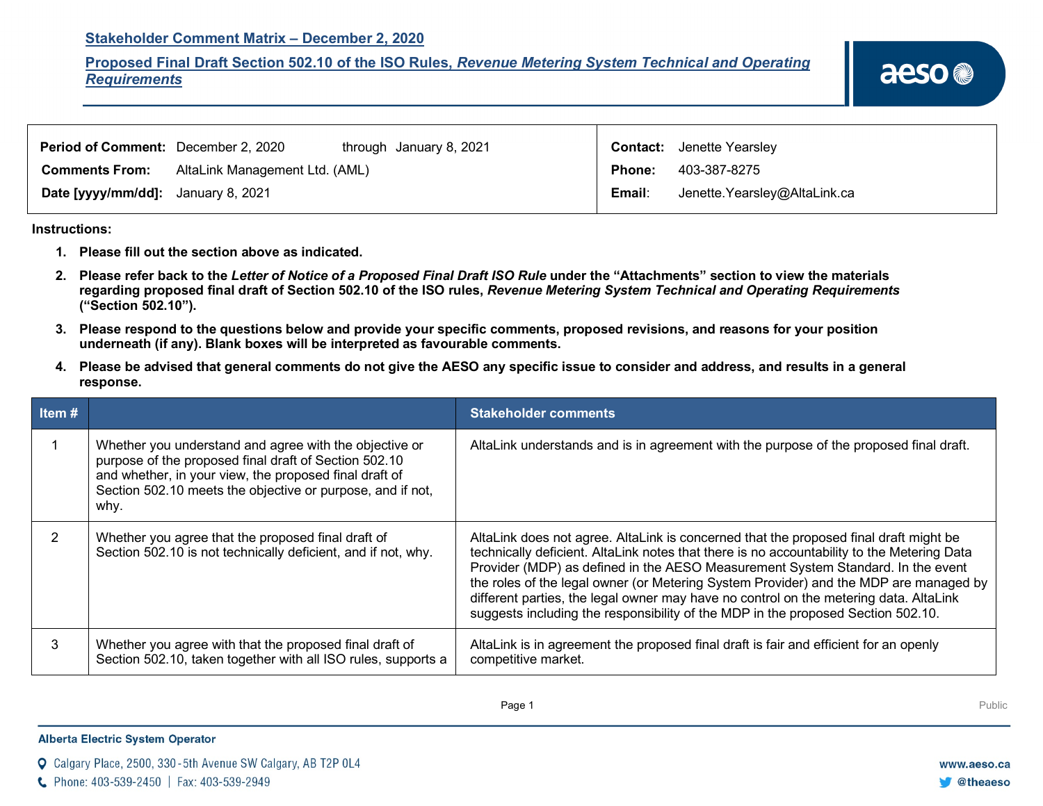## Stakeholder Comment Matrix – December 2, 2020

## Proposed Final Draft Section 502.10 of the ISO Rules, *Revenue Metering System Technical and Operating Requirements*

| | | | | |
|---|---|---|---|---|
| **Period of Comment:** | December 2, 2020 through January 8, 2021 | | **Contact:** | Jenette Yearsley |
| **Comments From:** | AltaLink Management Ltd. (AML) | | **Phone:** | 403-387-8275 |
| **Date [yyyy/mm/dd]:** | January 8, 2021 | | **Email:** | Jenette.Yearsley@AltaLink.ca |

**Instructions:**

1. **Please fill out the section above as indicated.**
2. **Please refer back to the *Letter of Notice of a Proposed Final Draft ISO Rule* under the "Attachments" section to view the materials regarding proposed final draft of Section 502.10 of the ISO rules, *Revenue Metering System Technical and Operating Requirements* ("Section 502.10").**
3. **Please respond to the questions below and provide your specific comments, proposed revisions, and reasons for your position underneath (if any). Blank boxes will be interpreted as favourable comments.**
4. **Please be advised that general comments do not give the AESO any specific issue to consider and address, and results in a general response.**

| Item # | | Stakeholder comments |
|---|---|---|
| 1 | Whether you understand and agree with the objective or purpose of the proposed final draft of Section 502.10 and whether, in your view, the proposed final draft of Section 502.10 meets the objective or purpose, and if not, why. | AltaLink understands and is in agreement with the purpose of the proposed final draft. |
| 2 | Whether you agree that the proposed final draft of Section 502.10 is not technically deficient, and if not, why. | AltaLink does not agree. AltaLink is concerned that the proposed final draft might be technically deficient. AltaLink notes that there is no accountability to the Metering Data Provider (MDP) as defined in the AESO Measurement System Standard. In the event the roles of the legal owner (or Metering System Provider) and the MDP are managed by different parties, the legal owner may have no control on the metering data. AltaLink suggests including the responsibility of the MDP in the proposed Section 502.10. |
| 3 | Whether you agree with that the proposed final draft of Section 502.10, taken together with all ISO rules, supports a | AltaLink is in agreement the proposed final draft is fair and efficient for an openly competitive market. |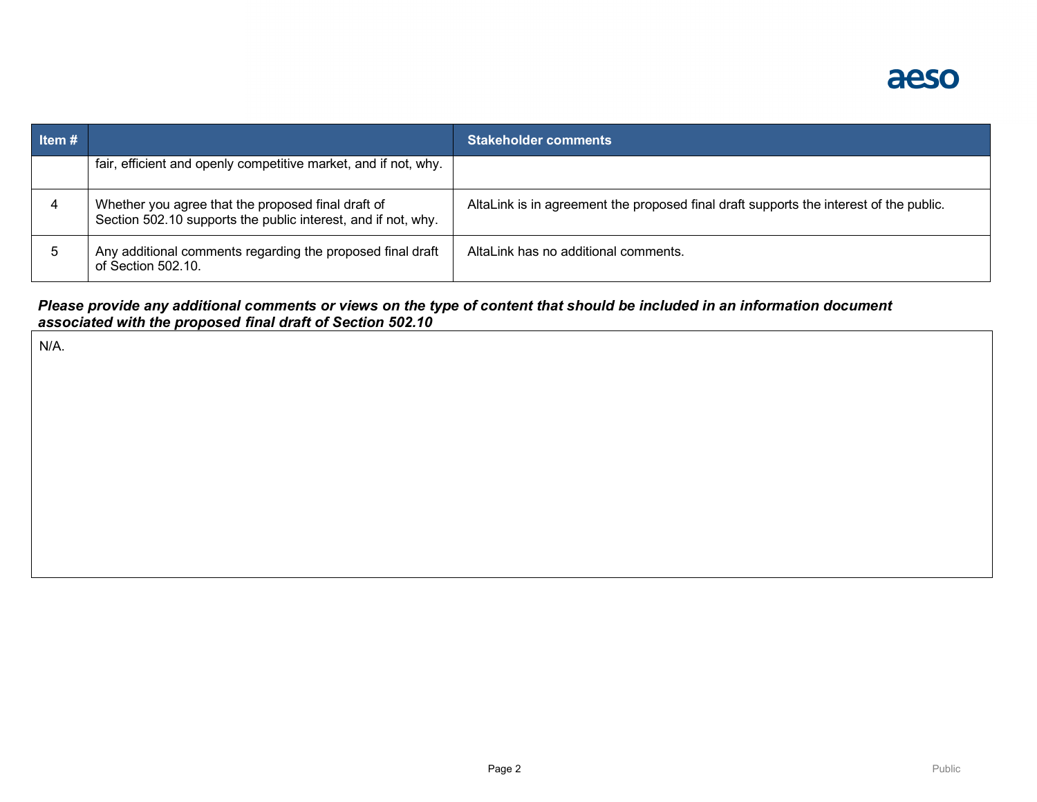| Item # | | Stakeholder comments |
|---|---|---|
| | fair, efficient and openly competitive market, and if not, why. | |
| 4 | Whether you agree that the proposed final draft of Section 502.10 supports the public interest, and if not, why. | AltaLink is in agreement the proposed final draft supports the interest of the public. |
| 5 | Any additional comments regarding the proposed final draft of Section 502.10. | AltaLink has no additional comments. |

***Please provide any additional comments or views on the type of content that should be included in an information document associated with the proposed final draft of Section 502.10***

N/A.